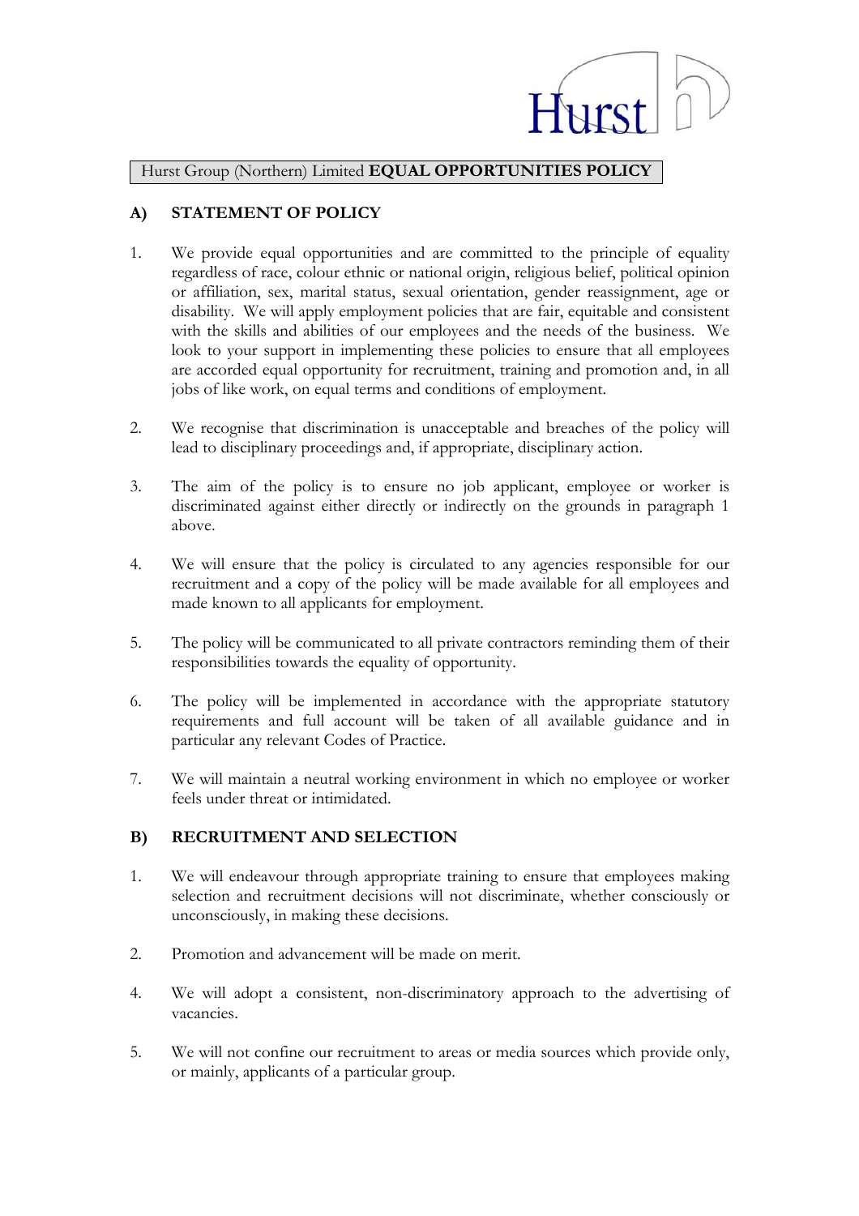Hurst

Hurst Group (Northern) Limited **EQUAL OPPORTUNITIES POLICY**

## A) STATEMENT OF POLICY

1. We provide equal opportunities and are committed to the principle of equality regardless of race, colour ethnic or national origin, religious belief, political opinion or affiliation, sex, marital status, sexual orientation, gender reassignment, age or disability. We will apply employment policies that are fair, equitable and consistent with the skills and abilities of our employees and the needs of the business. We look to your support in implementing these policies to ensure that all employees are accorded equal opportunity for recruitment, training and promotion and, in all jobs of like work, on equal terms and conditions of employment.

2. We recognise that discrimination is unacceptable and breaches of the policy will lead to disciplinary proceedings and, if appropriate, disciplinary action.

3. The aim of the policy is to ensure no job applicant, employee or worker is discriminated against either directly or indirectly on the grounds in paragraph 1 above.

4. We will ensure that the policy is circulated to any agencies responsible for our recruitment and a copy of the policy will be made available for all employees and made known to all applicants for employment.

5. The policy will be communicated to all private contractors reminding them of their responsibilities towards the equality of opportunity.

6. The policy will be implemented in accordance with the appropriate statutory requirements and full account will be taken of all available guidance and in particular any relevant Codes of Practice.

7. We will maintain a neutral working environment in which no employee or worker feels under threat or intimidated.

## B) RECRUITMENT AND SELECTION

1. We will endeavour through appropriate training to ensure that employees making selection and recruitment decisions will not discriminate, whether consciously or unconsciously, in making these decisions.

2. Promotion and advancement will be made on merit.

4. We will adopt a consistent, non-discriminatory approach to the advertising of vacancies.

5. We will not confine our recruitment to areas or media sources which provide only, or mainly, applicants of a particular group.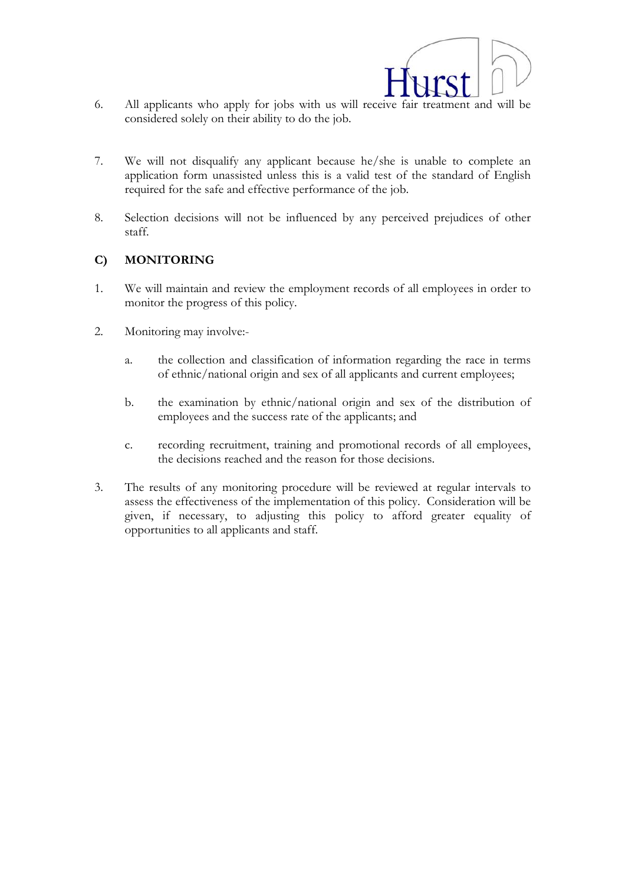6. All applicants who apply for jobs with us will receive fair treatment and will be considered solely on their ability to do the job.

7. We will not disqualify any applicant because he/she is unable to complete an application form unassisted unless this is a valid test of the standard of English required for the safe and effective performance of the job.

8. Selection decisions will not be influenced by any perceived prejudices of other staff.

## C) MONITORING

1. We will maintain and review the employment records of all employees in order to monitor the progress of this policy.

2. Monitoring may involve:-

   a. the collection and classification of information regarding the race in terms of ethnic/national origin and sex of all applicants and current employees;

   b. the examination by ethnic/national origin and sex of the distribution of employees and the success rate of the applicants; and

   c. recording recruitment, training and promotional records of all employees, the decisions reached and the reason for those decisions.

3. The results of any monitoring procedure will be reviewed at regular intervals to assess the effectiveness of the implementation of this policy. Consideration will be given, if necessary, to adjusting this policy to afford greater equality of opportunities to all applicants and staff.